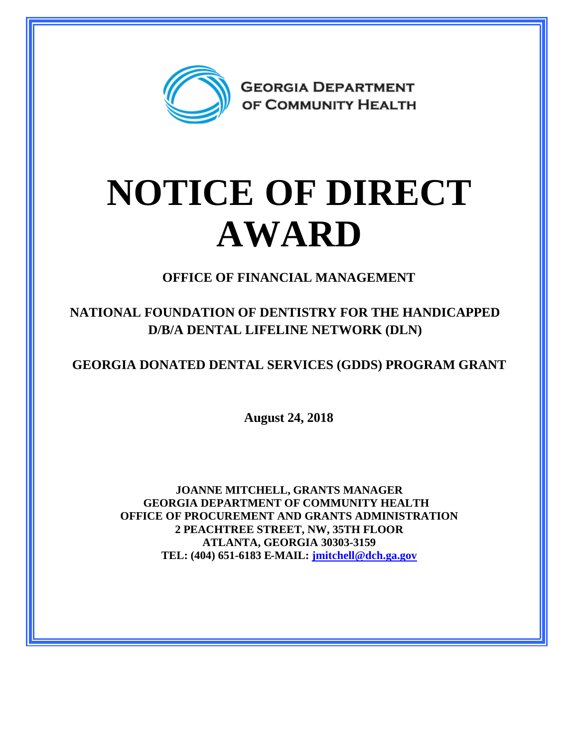GEORGIA DEPARTMENT OF COMMUNITY HEALTH

# NOTICE OF DIRECT AWARD

**OFFICE OF FINANCIAL MANAGEMENT**

**NATIONAL FOUNDATION OF DENTISTRY FOR THE HANDICAPPED D/B/A DENTAL LIFELINE NETWORK (DLN)**

**GEORGIA DONATED DENTAL SERVICES (GDDS) PROGRAM GRANT**

**August 24, 2018**

**JOANNE MITCHELL, GRANTS MANAGER**
**GEORGIA DEPARTMENT OF COMMUNITY HEALTH**
**OFFICE OF PROCUREMENT AND GRANTS ADMINISTRATION**
**2 PEACHTREE STREET, NW, 35TH FLOOR**
**ATLANTA, GEORGIA 30303-3159**
**TEL: (404) 651-6183 E-MAIL: jmitchell@dch.ga.gov**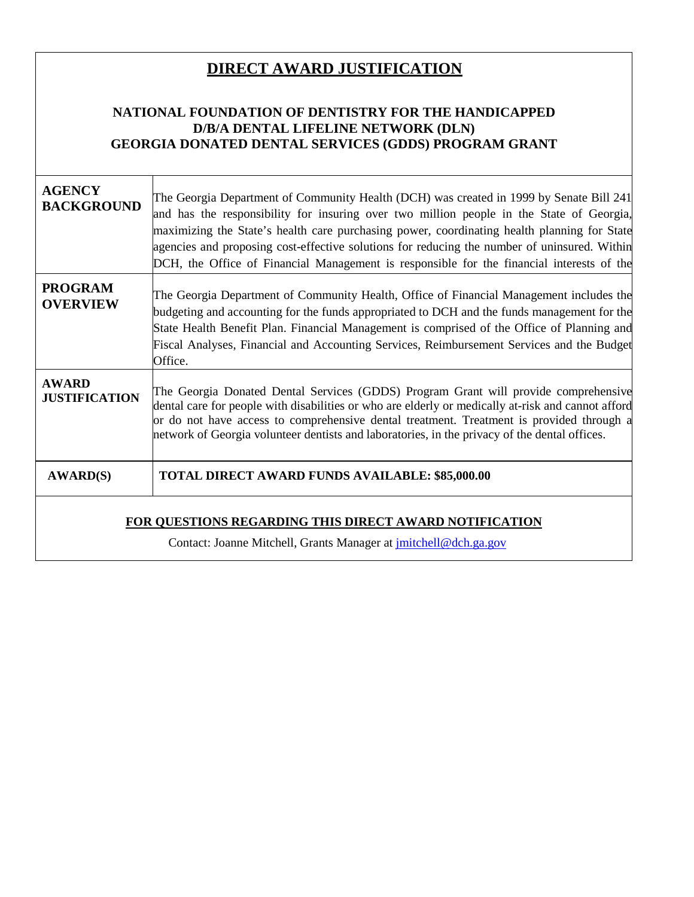# DIRECT AWARD JUSTIFICATION

**NATIONAL FOUNDATION OF DENTISTRY FOR THE HANDICAPPED**
**D/B/A DENTAL LIFELINE NETWORK (DLN)**
**GEORGIA DONATED DENTAL SERVICES (GDDS) PROGRAM GRANT**

| | |
|---|---|
| **AGENCY BACKGROUND** | The Georgia Department of Community Health (DCH) was created in 1999 by Senate Bill 241 and has the responsibility for insuring over two million people in the State of Georgia, maximizing the State's health care purchasing power, coordinating health planning for State agencies and proposing cost-effective solutions for reducing the number of uninsured. Within DCH, the Office of Financial Management is responsible for the financial interests of the |
| **PROGRAM OVERVIEW** | The Georgia Department of Community Health, Office of Financial Management includes the budgeting and accounting for the funds appropriated to DCH and the funds management for the State Health Benefit Plan. Financial Management is comprised of the Office of Planning and Fiscal Analyses, Financial and Accounting Services, Reimbursement Services and the Budget Office. |
| **AWARD JUSTIFICATION** | The Georgia Donated Dental Services (GDDS) Program Grant will provide comprehensive dental care for people with disabilities or who are elderly or medically at-risk and cannot afford or do not have access to comprehensive dental treatment. Treatment is provided through a network of Georgia volunteer dentists and laboratories, in the privacy of the dental offices. |
| **AWARD(S)** | **TOTAL DIRECT AWARD FUNDS AVAILABLE: $85,000.00** |

**FOR QUESTIONS REGARDING THIS DIRECT AWARD NOTIFICATION**

Contact: Joanne Mitchell, Grants Manager at jmitchell@dch.ga.gov